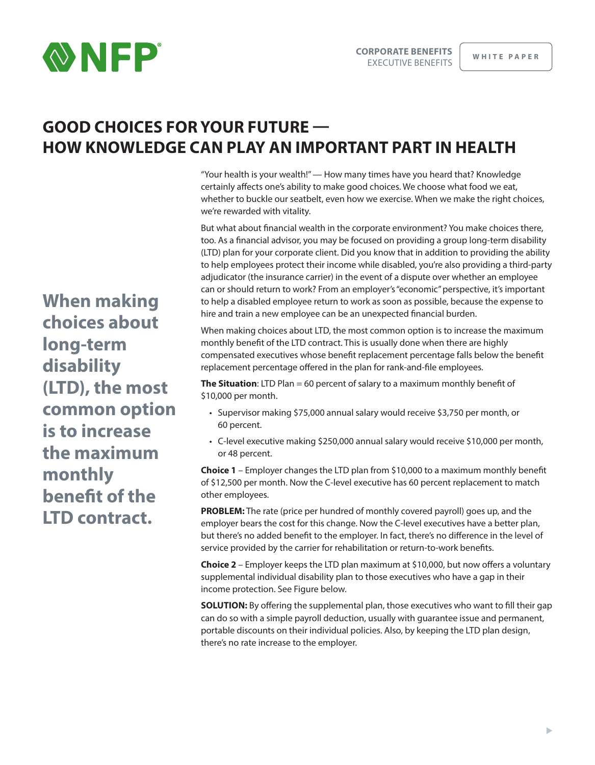CORPORATE BENEFITS
EXECUTIVE BENEFITS

WHITE PAPER

# GOOD CHOICES FOR YOUR FUTURE — HOW KNOWLEDGE CAN PLAY AN IMPORTANT PART IN HEALTH

"Your health is your wealth!" — How many times have you heard that? Knowledge certainly affects one's ability to make good choices. We choose what food we eat, whether to buckle our seatbelt, even how we exercise. When we make the right choices, we're rewarded with vitality.

But what about financial wealth in the corporate environment? You make choices there, too. As a financial advisor, you may be focused on providing a group long-term disability (LTD) plan for your corporate client. Did you know that in addition to providing the ability to help employees protect their income while disabled, you're also providing a third-party adjudicator (the insurance carrier) in the event of a dispute over whether an employee can or should return to work? From an employer's "economic" perspective, it's important to help a disabled employee return to work as soon as possible, because the expense to hire and train a new employee can be an unexpected financial burden.

**When making choices about long-term disability (LTD), the most common option is to increase the maximum monthly benefit of the LTD contract.**

When making choices about LTD, the most common option is to increase the maximum monthly benefit of the LTD contract. This is usually done when there are highly compensated executives whose benefit replacement percentage falls below the benefit replacement percentage offered in the plan for rank-and-file employees.

**The Situation**: LTD Plan = 60 percent of salary to a maximum monthly benefit of $10,000 per month.

- Supervisor making $75,000 annual salary would receive $3,750 per month, or 60 percent.
- C-level executive making $250,000 annual salary would receive $10,000 per month, or 48 percent.

**Choice 1** – Employer changes the LTD plan from $10,000 to a maximum monthly benefit of $12,500 per month. Now the C-level executive has 60 percent replacement to match other employees.

**PROBLEM:** The rate (price per hundred of monthly covered payroll) goes up, and the employer bears the cost for this change. Now the C-level executives have a better plan, but there's no added benefit to the employer. In fact, there's no difference in the level of service provided by the carrier for rehabilitation or return-to-work benefits.

**Choice 2** – Employer keeps the LTD plan maximum at $10,000, but now offers a voluntary supplemental individual disability plan to those executives who have a gap in their income protection. See Figure below.

**SOLUTION:** By offering the supplemental plan, those executives who want to fill their gap can do so with a simple payroll deduction, usually with guarantee issue and permanent, portable discounts on their individual policies. Also, by keeping the LTD plan design, there's no rate increase to the employer.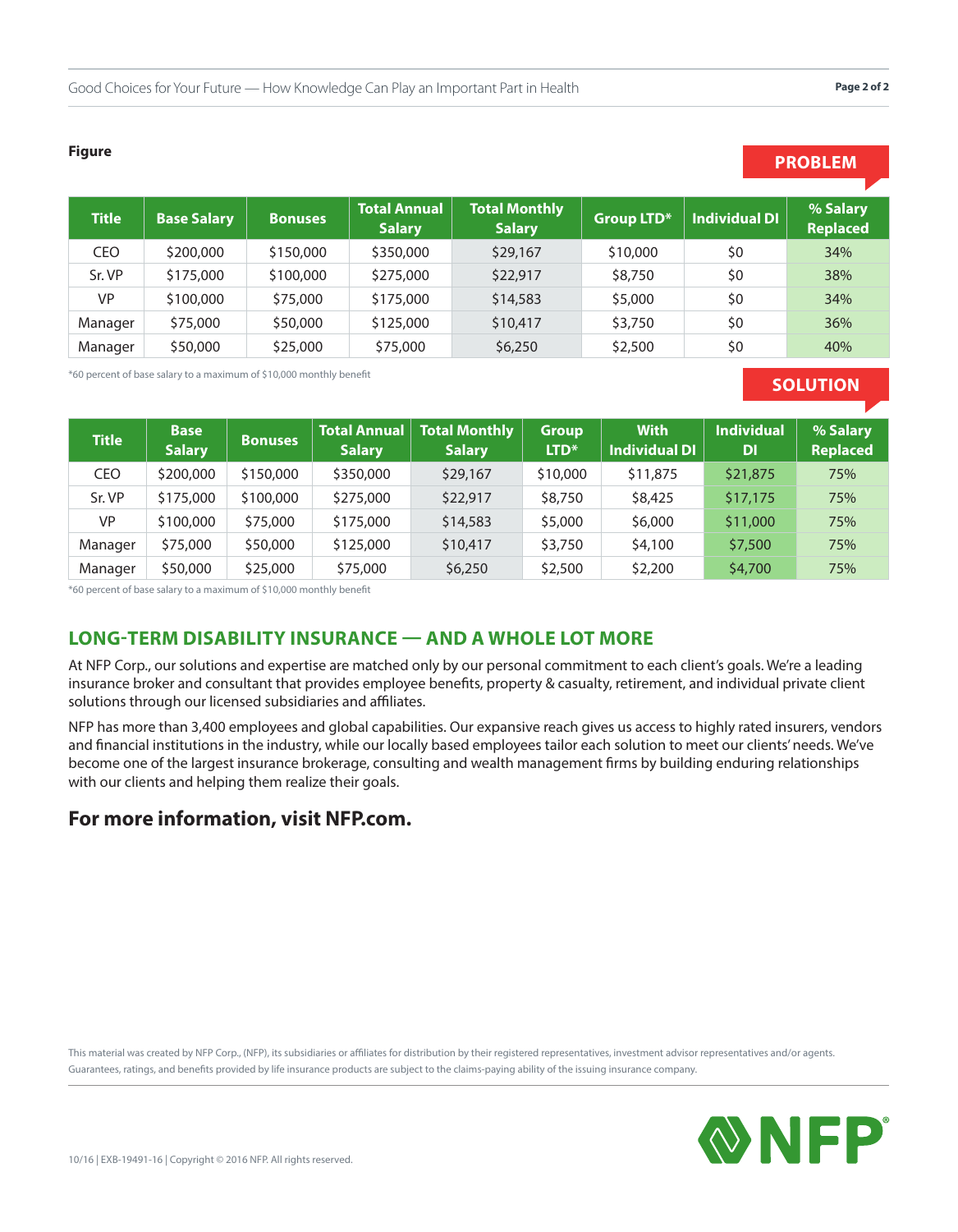**Figure**

**PROBLEM**

| Title | Base Salary | Bonuses | Total Annual Salary | Total Monthly Salary | Group LTD* | Individual DI | % Salary Replaced |
|---|---|---|---|---|---|---|---|
| CEO | $200,000 | $150,000 | $350,000 | $29,167 | $10,000 | $0 | 34% |
| Sr. VP | $175,000 | $100,000 | $275,000 | $22,917 | $8,750 | $0 | 38% |
| VP | $100,000 | $75,000 | $175,000 | $14,583 | $5,000 | $0 | 34% |
| Manager | $75,000 | $50,000 | $125,000 | $10,417 | $3,750 | $0 | 36% |
| Manager | $50,000 | $25,000 | $75,000 | $6,250 | $2,500 | $0 | 40% |

*60 percent of base salary to a maximum of $10,000 monthly benefit

**SOLUTION**

| Title | Base Salary | Bonuses | Total Annual Salary | Total Monthly Salary | Group LTD* | With Individual DI | Individual DI | % Salary Replaced |
|---|---|---|---|---|---|---|---|---|
| CEO | $200,000 | $150,000 | $350,000 | $29,167 | $10,000 | $11,875 | $21,875 | 75% |
| Sr. VP | $175,000 | $100,000 | $275,000 | $22,917 | $8,750 | $8,425 | $17,175 | 75% |
| VP | $100,000 | $75,000 | $175,000 | $14,583 | $5,000 | $6,000 | $11,000 | 75% |
| Manager | $75,000 | $50,000 | $125,000 | $10,417 | $3,750 | $4,100 | $7,500 | 75% |
| Manager | $50,000 | $25,000 | $75,000 | $6,250 | $2,500 | $2,200 | $4,700 | 75% |

*60 percent of base salary to a maximum of $10,000 monthly benefit

## LONG-TERM DISABILITY INSURANCE — AND A WHOLE LOT MORE

At NFP Corp., our solutions and expertise are matched only by our personal commitment to each client's goals. We're a leading insurance broker and consultant that provides employee benefits, property & casualty, retirement, and individual private client solutions through our licensed subsidiaries and affiliates.

NFP has more than 3,400 employees and global capabilities. Our expansive reach gives us access to highly rated insurers, vendors and financial institutions in the industry, while our locally based employees tailor each solution to meet our clients' needs. We've become one of the largest insurance brokerage, consulting and wealth management firms by building enduring relationships with our clients and helping them realize their goals.

## For more information, visit NFP.com.

This material was created by NFP Corp., (NFP), its subsidiaries or affiliates for distribution by their registered representatives, investment advisor representatives and/or agents. Guarantees, ratings, and benefits provided by life insurance products are subject to the claims-paying ability of the issuing insurance company.

10/16 | EXB-19491-16 | Copyright © 2016 NFP. All rights reserved.